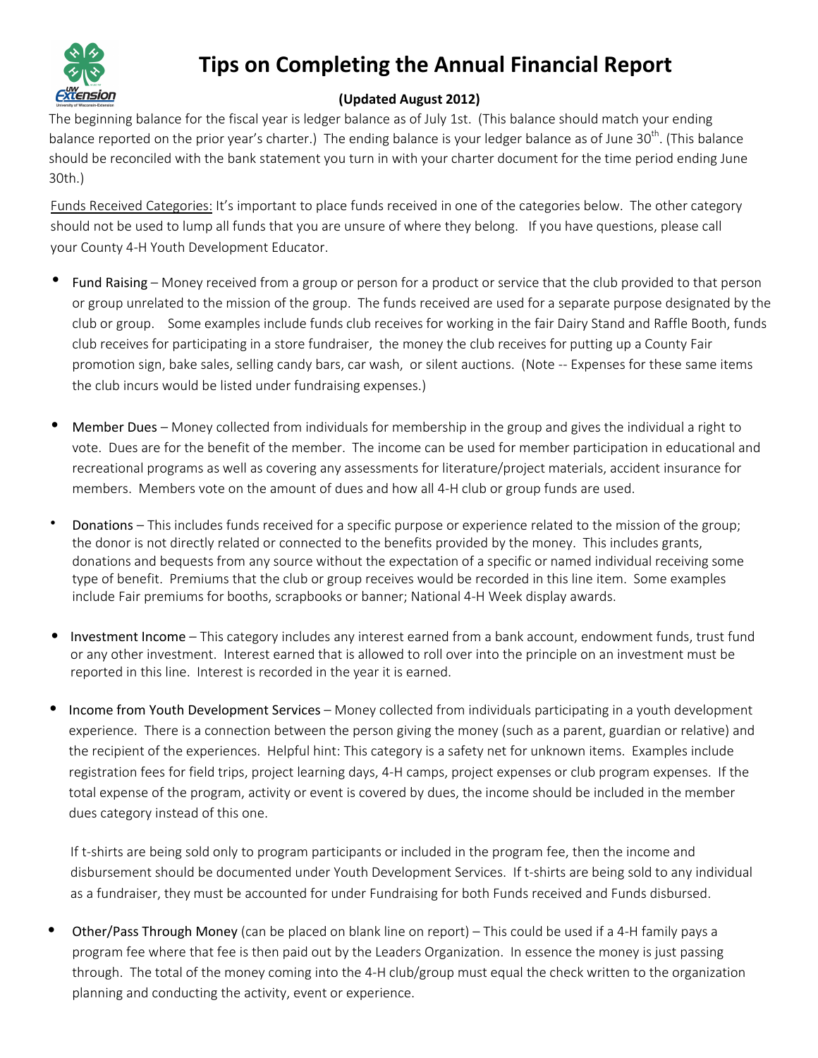# Tips on Completing the Annual Financial Report

**(Updated August 2012)**

The beginning balance for the fiscal year is ledger balance as of July 1st. (This balance should match your ending balance reported on the prior year's charter.) The ending balance is your ledger balance as of June 30th. (This balance should be reconciled with the bank statement you turn in with your charter document for the time period ending June 30th.)

Funds Received Categories: It's important to place funds received in one of the categories below. The other category should not be used to lump all funds that you are unsure of where they belong. If you have questions, please call your County 4-H Youth Development Educator.

- Fund Raising – Money received from a group or person for a product or service that the club provided to that person or group unrelated to the mission of the group. The funds received are used for a separate purpose designated by the club or group. Some examples include funds club receives for working in the fair Dairy Stand and Raffle Booth, funds club receives for participating in a store fundraiser, the money the club receives for putting up a County Fair promotion sign, bake sales, selling candy bars, car wash, or silent auctions. (Note -- Expenses for these same items the club incurs would be listed under fundraising expenses.)

- Member Dues – Money collected from individuals for membership in the group and gives the individual a right to vote. Dues are for the benefit of the member. The income can be used for member participation in educational and recreational programs as well as covering any assessments for literature/project materials, accident insurance for members. Members vote on the amount of dues and how all 4-H club or group funds are used.

- Donations – This includes funds received for a specific purpose or experience related to the mission of the group; the donor is not directly related or connected to the benefits provided by the money. This includes grants, donations and bequests from any source without the expectation of a specific or named individual receiving some type of benefit. Premiums that the club or group receives would be recorded in this line item. Some examples include Fair premiums for booths, scrapbooks or banner; National 4-H Week display awards.

- Investment Income – This category includes any interest earned from a bank account, endowment funds, trust fund or any other investment. Interest earned that is allowed to roll over into the principle on an investment must be reported in this line. Interest is recorded in the year it is earned.

- Income from Youth Development Services – Money collected from individuals participating in a youth development experience. There is a connection between the person giving the money (such as a parent, guardian or relative) and the recipient of the experiences. Helpful hint: This category is a safety net for unknown items. Examples include registration fees for field trips, project learning days, 4-H camps, project expenses or club program expenses. If the total expense of the program, activity or event is covered by dues, the income should be included in the member dues category instead of this one.

  If t-shirts are being sold only to program participants or included in the program fee, then the income and disbursement should be documented under Youth Development Services. If t-shirts are being sold to any individual as a fundraiser, they must be accounted for under Fundraising for both Funds received and Funds disbursed.

- Other/Pass Through Money (can be placed on blank line on report) – This could be used if a 4-H family pays a program fee where that fee is then paid out by the Leaders Organization. In essence the money is just passing through. The total of the money coming into the 4-H club/group must equal the check written to the organization planning and conducting the activity, event or experience.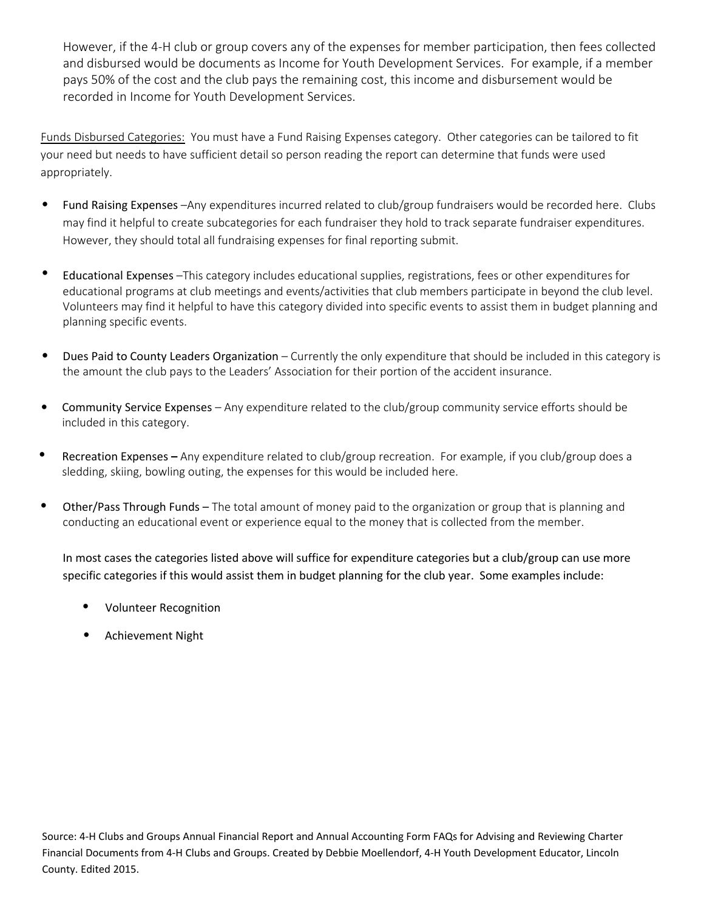However, if the 4-H club or group covers any of the expenses for member participation, then fees collected and disbursed would be documents as Income for Youth Development Services. For example, if a member pays 50% of the cost and the club pays the remaining cost, this income and disbursement would be recorded in Income for Youth Development Services.

Funds Disbursed Categories: You must have a Fund Raising Expenses category. Other categories can be tailored to fit your need but needs to have sufficient detail so person reading the report can determine that funds were used appropriately.

- Fund Raising Expenses –Any expenditures incurred related to club/group fundraisers would be recorded here. Clubs may find it helpful to create subcategories for each fundraiser they hold to track separate fundraiser expenditures. However, they should total all fundraising expenses for final reporting submit.

- Educational Expenses –This category includes educational supplies, registrations, fees or other expenditures for educational programs at club meetings and events/activities that club members participate in beyond the club level. Volunteers may find it helpful to have this category divided into specific events to assist them in budget planning and planning specific events.

- Dues Paid to County Leaders Organization – Currently the only expenditure that should be included in this category is the amount the club pays to the Leaders' Association for their portion of the accident insurance.

- Community Service Expenses – Any expenditure related to the club/group community service efforts should be included in this category.

- Recreation Expenses **–** Any expenditure related to club/group recreation. For example, if you club/group does a sledding, skiing, bowling outing, the expenses for this would be included here.

- Other/Pass Through Funds – The total amount of money paid to the organization or group that is planning and conducting an educational event or experience equal to the money that is collected from the member.

In most cases the categories listed above will suffice for expenditure categories but a club/group can use more specific categories if this would assist them in budget planning for the club year. Some examples include:

- Volunteer Recognition
- Achievement Night

Source: 4-H Clubs and Groups Annual Financial Report and Annual Accounting Form FAQs for Advising and Reviewing Charter Financial Documents from 4-H Clubs and Groups. Created by Debbie Moellendorf, 4-H Youth Development Educator, Lincoln County. Edited 2015.